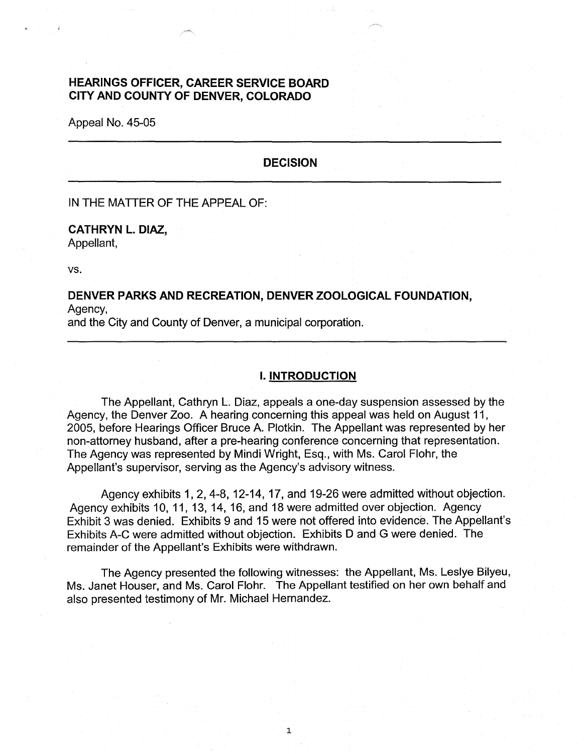# HEARINGS OFFICER, CAREER SERVICE BOARD
# CITY AND COUNTY OF DENVER, COLORADO

Appeal No. 45-05

---

## DECISION

---

IN THE MATTER OF THE APPEAL OF:

**CATHRYN L. DIAZ,**
Appellant,

vs.

**DENVER PARKS AND RECREATION, DENVER ZOOLOGICAL FOUNDATION,**
Agency,
and the City and County of Denver, a municipal corporation.

---

## I. INTRODUCTION

The Appellant, Cathryn L. Diaz, appeals a one-day suspension assessed by the Agency, the Denver Zoo. A hearing concerning this appeal was held on August 11, 2005, before Hearings Officer Bruce A. Plotkin. The Appellant was represented by her non-attorney husband, after a pre-hearing conference concerning that representation. The Agency was represented by Mindi Wright, Esq., with Ms. Carol Flohr, the Appellant's supervisor, serving as the Agency's advisory witness.

Agency exhibits 1, 2, 4-8, 12-14, 17, and 19-26 were admitted without objection. Agency exhibits 10, 11, 13, 14, 16, and 18 were admitted over objection. Agency Exhibit 3 was denied. Exhibits 9 and 15 were not offered into evidence. The Appellant's Exhibits A-C were admitted without objection. Exhibits D and G were denied. The remainder of the Appellant's Exhibits were withdrawn.

The Agency presented the following witnesses: the Appellant, Ms. Leslye Bilyeu, Ms. Janet Houser, and Ms. Carol Flohr. The Appellant testified on her own behalf and also presented testimony of Mr. Michael Hernandez.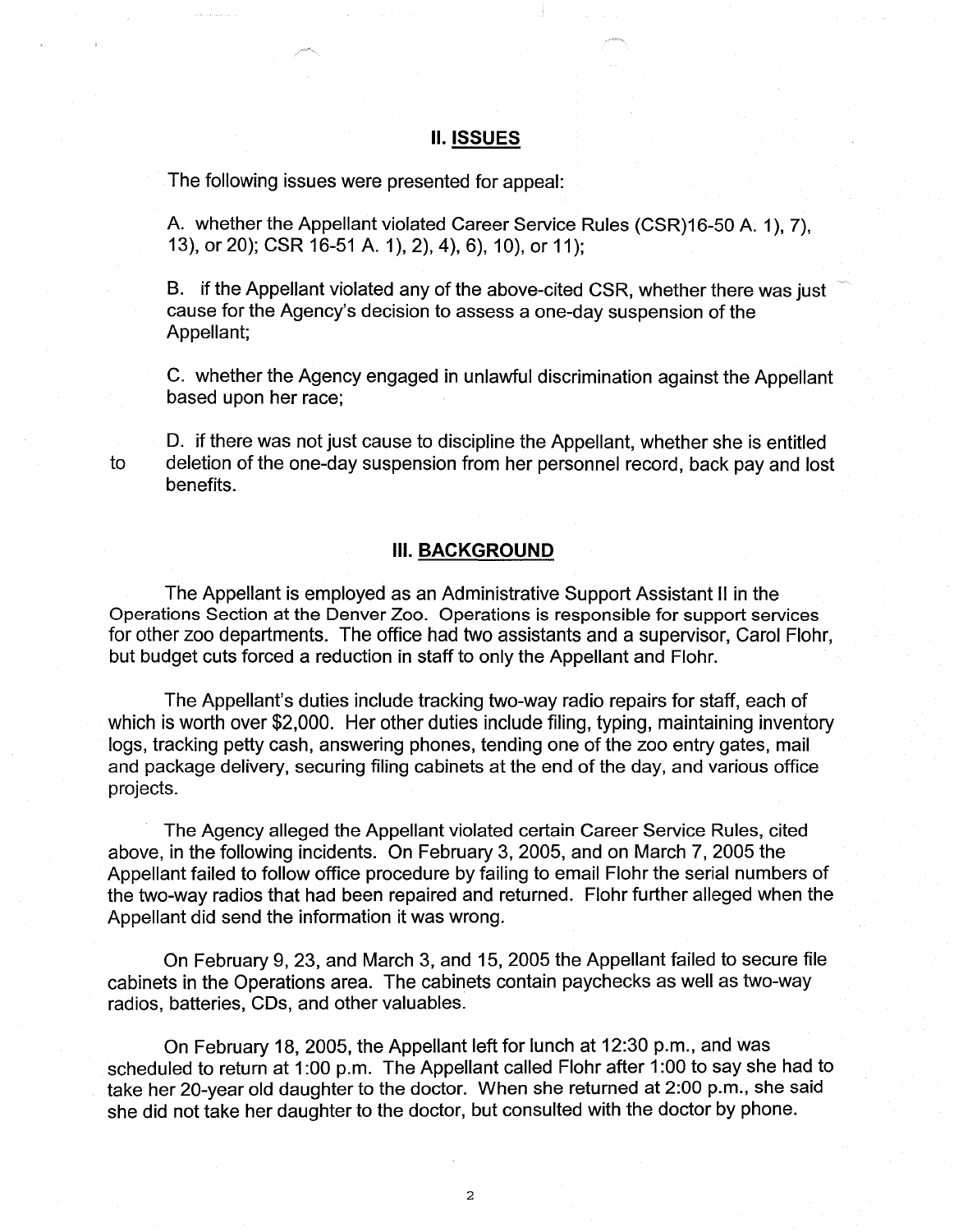## II. ISSUES

The following issues were presented for appeal:

A. whether the Appellant violated Career Service Rules (CSR)16-50 A. 1), 7), 13), or 20); CSR 16-51 A. 1), 2), 4), 6), 10), or 11);

B. if the Appellant violated any of the above-cited CSR, whether there was just cause for the Agency's decision to assess a one-day suspension of the Appellant;

C. whether the Agency engaged in unlawful discrimination against the Appellant based upon her race;

D. if there was not just cause to discipline the Appellant, whether she is entitled to deletion of the one-day suspension from her personnel record, back pay and lost benefits.

## III. BACKGROUND

The Appellant is employed as an Administrative Support Assistant II in the Operations Section at the Denver Zoo. Operations is responsible for support services for other zoo departments. The office had two assistants and a supervisor, Carol Flohr, but budget cuts forced a reduction in staff to only the Appellant and Flohr.

The Appellant's duties include tracking two-way radio repairs for staff, each of which is worth over $2,000. Her other duties include filing, typing, maintaining inventory logs, tracking petty cash, answering phones, tending one of the zoo entry gates, mail and package delivery, securing filing cabinets at the end of the day, and various office projects.

The Agency alleged the Appellant violated certain Career Service Rules, cited above, in the following incidents. On February 3, 2005, and on March 7, 2005 the Appellant failed to follow office procedure by failing to email Flohr the serial numbers of the two-way radios that had been repaired and returned. Flohr further alleged when the Appellant did send the information it was wrong.

On February 9, 23, and March 3, and 15, 2005 the Appellant failed to secure file cabinets in the Operations area. The cabinets contain paychecks as well as two-way radios, batteries, CDs, and other valuables.

On February 18, 2005, the Appellant left for lunch at 12:30 p.m., and was scheduled to return at 1:00 p.m. The Appellant called Flohr after 1:00 to say she had to take her 20-year old daughter to the doctor. When she returned at 2:00 p.m., she said she did not take her daughter to the doctor, but consulted with the doctor by phone.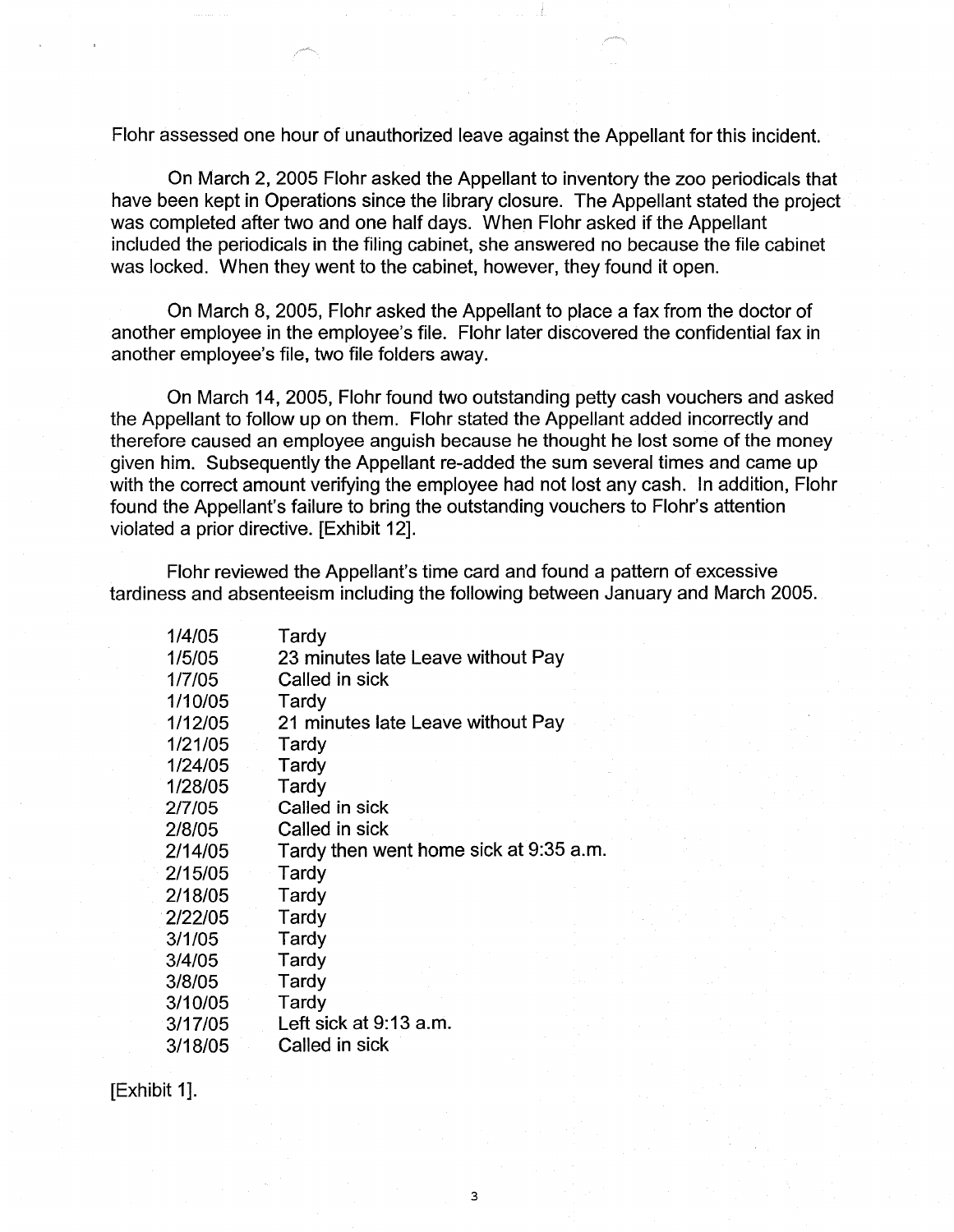Flohr assessed one hour of unauthorized leave against the Appellant for this incident.

On March 2, 2005 Flohr asked the Appellant to inventory the zoo periodicals that have been kept in Operations since the library closure. The Appellant stated the project was completed after two and one half days. When Flohr asked if the Appellant included the periodicals in the filing cabinet, she answered no because the file cabinet was locked. When they went to the cabinet, however, they found it open.

On March 8, 2005, Flohr asked the Appellant to place a fax from the doctor of another employee in the employee's file. Flohr later discovered the confidential fax in another employee's file, two file folders away.

On March 14, 2005, Flohr found two outstanding petty cash vouchers and asked the Appellant to follow up on them. Flohr stated the Appellant added incorrectly and therefore caused an employee anguish because he thought he lost some of the money given him. Subsequently the Appellant re-added the sum several times and came up with the correct amount verifying the employee had not lost any cash. In addition, Flohr found the Appellant's failure to bring the outstanding vouchers to Flohr's attention violated a prior directive. [Exhibit 12].

Flohr reviewed the Appellant's time card and found a pattern of excessive tardiness and absenteeism including the following between January and March 2005.

| | |
|---|---|
| 1/4/05 | Tardy |
| 1/5/05 | 23 minutes late Leave without Pay |
| 1/7/05 | Called in sick |
| 1/10/05 | Tardy |
| 1/12/05 | 21 minutes late Leave without Pay |
| 1/21/05 | Tardy |
| 1/24/05 | Tardy |
| 1/28/05 | Tardy |
| 2/7/05 | Called in sick |
| 2/8/05 | Called in sick |
| 2/14/05 | Tardy then went home sick at 9:35 a.m. |
| 2/15/05 | Tardy |
| 2/18/05 | Tardy |
| 2/22/05 | Tardy |
| 3/1/05 | Tardy |
| 3/4/05 | Tardy |
| 3/8/05 | Tardy |
| 3/10/05 | Tardy |
| 3/17/05 | Left sick at 9:13 a.m. |
| 3/18/05 | Called in sick |

[Exhibit 1].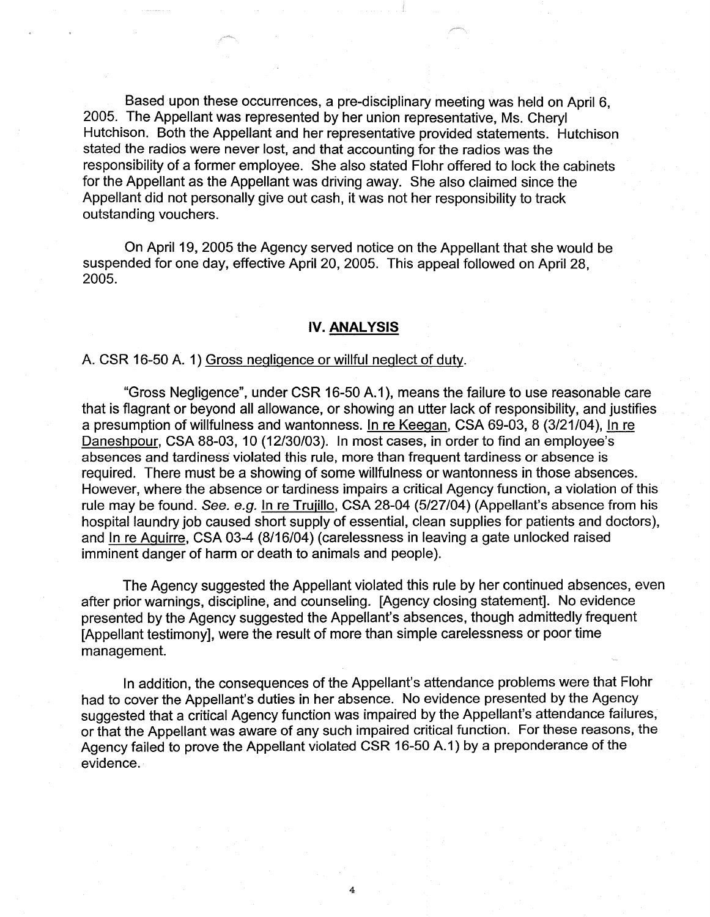Based upon these occurrences, a pre-disciplinary meeting was held on April 6, 2005. The Appellant was represented by her union representative, Ms. Cheryl Hutchison. Both the Appellant and her representative provided statements. Hutchison stated the radios were never lost, and that accounting for the radios was the responsibility of a former employee. She also stated Flohr offered to lock the cabinets for the Appellant as the Appellant was driving away. She also claimed since the Appellant did not personally give out cash, it was not her responsibility to track outstanding vouchers.

On April 19, 2005 the Agency served notice on the Appellant that she would be suspended for one day, effective April 20, 2005. This appeal followed on April 28, 2005.

## IV. ANALYSIS

A. CSR 16-50 A. 1) Gross negligence or willful neglect of duty.

"Gross Negligence", under CSR 16-50 A.1), means the failure to use reasonable care that is flagrant or beyond all allowance, or showing an utter lack of responsibility, and justifies a presumption of willfulness and wantonness. In re Keegan, CSA 69-03, 8 (3/21/04), In re Daneshpour, CSA 88-03, 10 (12/30/03). In most cases, in order to find an employee's absences and tardiness violated this rule, more than frequent tardiness or absence is required. There must be a showing of some willfulness or wantonness in those absences. However, where the absence or tardiness impairs a critical Agency function, a violation of this rule may be found. *See. e.g.* In re Trujillo, CSA 28-04 (5/27/04) (Appellant's absence from his hospital laundry job caused short supply of essential, clean supplies for patients and doctors), and In re Aguirre, CSA 03-4 (8/16/04) (carelessness in leaving a gate unlocked raised imminent danger of harm or death to animals and people).

The Agency suggested the Appellant violated this rule by her continued absences, even after prior warnings, discipline, and counseling. [Agency closing statement]. No evidence presented by the Agency suggested the Appellant's absences, though admittedly frequent [Appellant testimony], were the result of more than simple carelessness or poor time management.

In addition, the consequences of the Appellant's attendance problems were that Flohr had to cover the Appellant's duties in her absence. No evidence presented by the Agency suggested that a critical Agency function was impaired by the Appellant's attendance failures, or that the Appellant was aware of any such impaired critical function. For these reasons, the Agency failed to prove the Appellant violated CSR 16-50 A.1) by a preponderance of the evidence.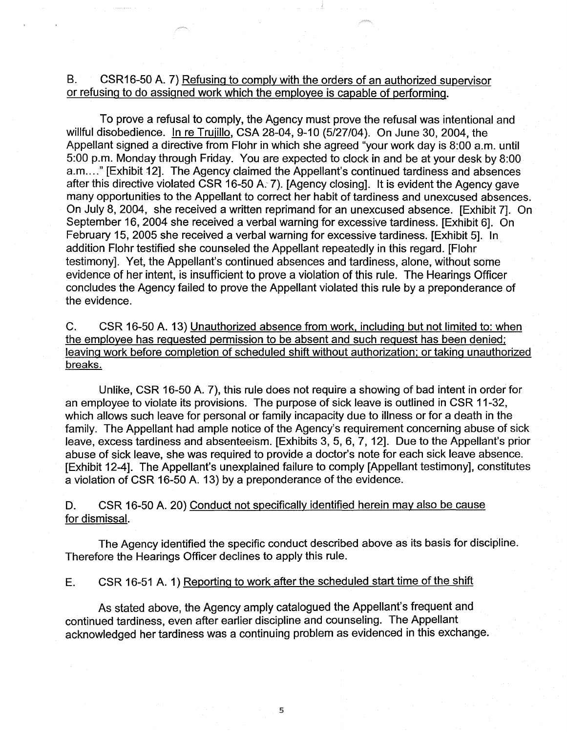B. CSR16-50 A. 7) <u>Refusing to comply with the orders of an authorized supervisor or refusing to do assigned work which the employee is capable of performing.</u>

To prove a refusal to comply, the Agency must prove the refusal was intentional and willful disobedience. <u>In re Trujillo</u>, CSA 28-04, 9-10 (5/27/04). On June 30, 2004, the Appellant signed a directive from Flohr in which she agreed "your work day is 8:00 a.m. until 5:00 p.m. Monday through Friday. You are expected to clock in and be at your desk by 8:00 a.m...." [Exhibit 12]. The Agency claimed the Appellant's continued tardiness and absences after this directive violated CSR 16-50 A. 7). [Agency closing]. It is evident the Agency gave many opportunities to the Appellant to correct her habit of tardiness and unexcused absences. On July 8, 2004, she received a written reprimand for an unexcused absence. [Exhibit 7]. On September 16, 2004 she received a verbal warning for excessive tardiness. [Exhibit 6]. On February 15, 2005 she received a verbal warning for excessive tardiness. [Exhibit 5]. In addition Flohr testified she counseled the Appellant repeatedly in this regard. [Flohr testimony]. Yet, the Appellant's continued absences and tardiness, alone, without some evidence of her intent, is insufficient to prove a violation of this rule. The Hearings Officer concludes the Agency failed to prove the Appellant violated this rule by a preponderance of the evidence.

C. CSR 16-50 A. 13) <u>Unauthorized absence from work, including but not limited to: when the employee has requested permission to be absent and such request has been denied; leaving work before completion of scheduled shift without authorization; or taking unauthorized breaks.</u>

Unlike, CSR 16-50 A. 7), this rule does not require a showing of bad intent in order for an employee to violate its provisions. The purpose of sick leave is outlined in CSR 11-32, which allows such leave for personal or family incapacity due to illness or for a death in the family. The Appellant had ample notice of the Agency's requirement concerning abuse of sick leave, excess tardiness and absenteeism. [Exhibits 3, 5, 6, 7, 12]. Due to the Appellant's prior abuse of sick leave, she was required to provide a doctor's note for each sick leave absence. [Exhibit 12-4]. The Appellant's unexplained failure to comply [Appellant testimony], constitutes a violation of CSR 16-50 A. 13) by a preponderance of the evidence.

D. CSR 16-50 A. 20) <u>Conduct not specifically identified herein may also be cause for dismissal.</u>

The Agency identified the specific conduct described above as its basis for discipline. Therefore the Hearings Officer declines to apply this rule.

E. CSR 16-51 A. 1) <u>Reporting to work after the scheduled start time of the shift</u>

As stated above, the Agency amply catalogued the Appellant's frequent and continued tardiness, even after earlier discipline and counseling. The Appellant acknowledged her tardiness was a continuing problem as evidenced in this exchange.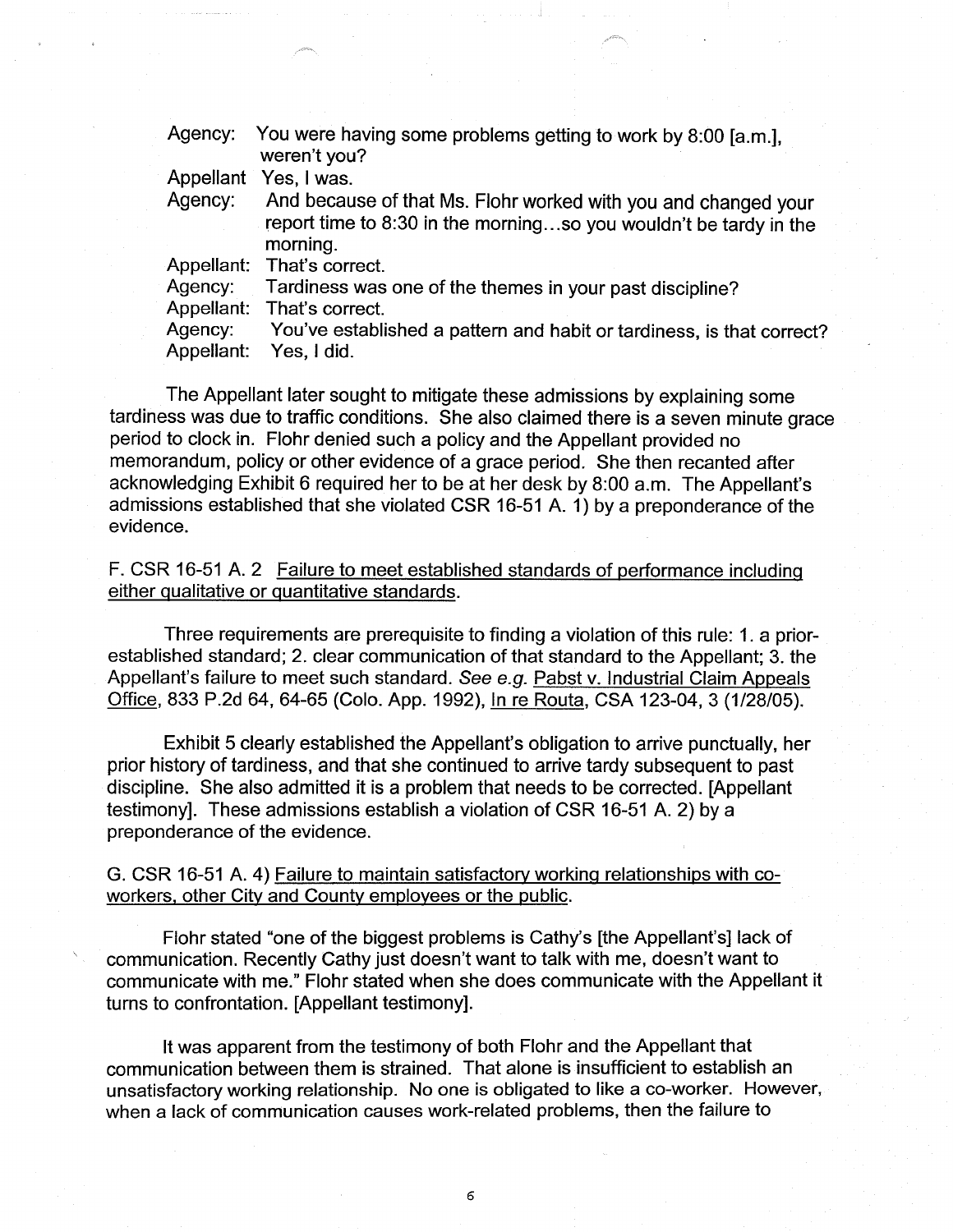| | |
|---|---|
| Agency: | You were having some problems getting to work by 8:00 [a.m.], weren't you? |
| Appellant | Yes, I was. |
| Agency: | And because of that Ms. Flohr worked with you and changed your report time to 8:30 in the morning...so you wouldn't be tardy in the morning. |
| Appellant: | That's correct. |
| Agency: | Tardiness was one of the themes in your past discipline? |
| Appellant: | That's correct. |
| Agency: | You've established a pattern and habit or tardiness, is that correct? |
| Appellant: | Yes, I did. |

The Appellant later sought to mitigate these admissions by explaining some tardiness was due to traffic conditions. She also claimed there is a seven minute grace period to clock in. Flohr denied such a policy and the Appellant provided no memorandum, policy or other evidence of a grace period. She then recanted after acknowledging Exhibit 6 required her to be at her desk by 8:00 a.m. The Appellant's admissions established that she violated CSR 16-51 A. 1) by a preponderance of the evidence.

F. CSR 16-51 A. 2 <u>Failure to meet established standards of performance including either qualitative or quantitative standards</u>.

Three requirements are prerequisite to finding a violation of this rule: 1. a prior-established standard; 2. clear communication of that standard to the Appellant; 3. the Appellant's failure to meet such standard. *See e.g.* <u>Pabst v. Industrial Claim Appeals Office</u>, 833 P.2d 64, 64-65 (Colo. App. 1992), <u>In re Routa</u>, CSA 123-04, 3 (1/28/05).

Exhibit 5 clearly established the Appellant's obligation to arrive punctually, her prior history of tardiness, and that she continued to arrive tardy subsequent to past discipline. She also admitted it is a problem that needs to be corrected. [Appellant testimony]. These admissions establish a violation of CSR 16-51 A. 2) by a preponderance of the evidence.

G. CSR 16-51 A. 4) <u>Failure to maintain satisfactory working relationships with co-workers, other City and County employees or the public</u>.

Flohr stated "one of the biggest problems is Cathy's [the Appellant's] lack of communication. Recently Cathy just doesn't want to talk with me, doesn't want to communicate with me." Flohr stated when she does communicate with the Appellant it turns to confrontation. [Appellant testimony].

It was apparent from the testimony of both Flohr and the Appellant that communication between them is strained. That alone is insufficient to establish an unsatisfactory working relationship. No one is obligated to like a co-worker. However, when a lack of communication causes work-related problems, then the failure to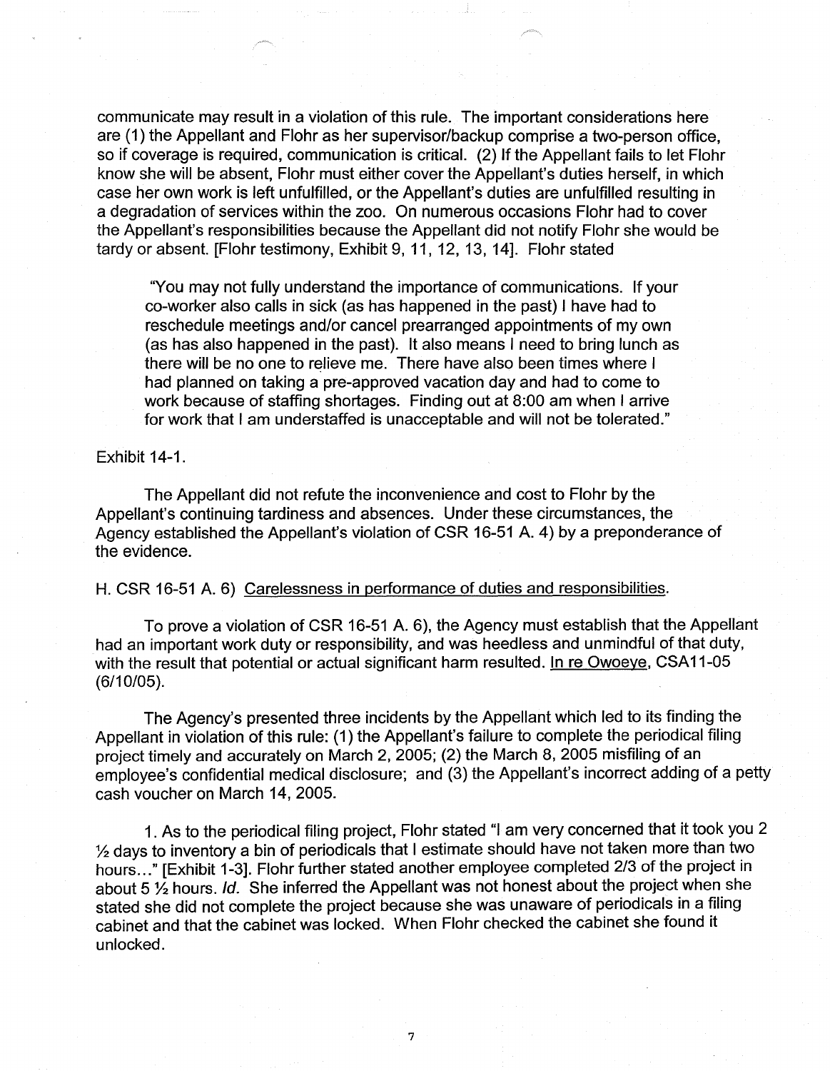communicate may result in a violation of this rule. The important considerations here are (1) the Appellant and Flohr as her supervisor/backup comprise a two-person office, so if coverage is required, communication is critical. (2) If the Appellant fails to let Flohr know she will be absent, Flohr must either cover the Appellant's duties herself, in which case her own work is left unfulfilled, or the Appellant's duties are unfulfilled resulting in a degradation of services within the zoo. On numerous occasions Flohr had to cover the Appellant's responsibilities because the Appellant did not notify Flohr she would be tardy or absent. [Flohr testimony, Exhibit 9, 11, 12, 13, 14]. Flohr stated

> "You may not fully understand the importance of communications. If your co-worker also calls in sick (as has happened in the past) I have had to reschedule meetings and/or cancel prearranged appointments of my own (as has also happened in the past). It also means I need to bring lunch as there will be no one to relieve me. There have also been times where I had planned on taking a pre-approved vacation day and had to come to work because of staffing shortages. Finding out at 8:00 am when I arrive for work that I am understaffed is unacceptable and will not be tolerated."

Exhibit 14-1.

The Appellant did not refute the inconvenience and cost to Flohr by the Appellant's continuing tardiness and absences. Under these circumstances, the Agency established the Appellant's violation of CSR 16-51 A. 4) by a preponderance of the evidence.

H. CSR 16-51 A. 6) <u>Carelessness in performance of duties and responsibilities</u>.

To prove a violation of CSR 16-51 A. 6), the Agency must establish that the Appellant had an important work duty or responsibility, and was heedless and unmindful of that duty, with the result that potential or actual significant harm resulted. <u>In re Owoeye</u>, CSA11-05 (6/10/05).

The Agency's presented three incidents by the Appellant which led to its finding the Appellant in violation of this rule: (1) the Appellant's failure to complete the periodical filing project timely and accurately on March 2, 2005; (2) the March 8, 2005 misfiling of an employee's confidential medical disclosure; and (3) the Appellant's incorrect adding of a petty cash voucher on March 14, 2005.

1. As to the periodical filing project, Flohr stated "I am very concerned that it took you 2 ½ days to inventory a bin of periodicals that I estimate should have not taken more than two hours..." [Exhibit 1-3]. Flohr further stated another employee completed 2/3 of the project in about 5 ½ hours. *Id.* She inferred the Appellant was not honest about the project when she stated she did not complete the project because she was unaware of periodicals in a filing cabinet and that the cabinet was locked. When Flohr checked the cabinet she found it unlocked.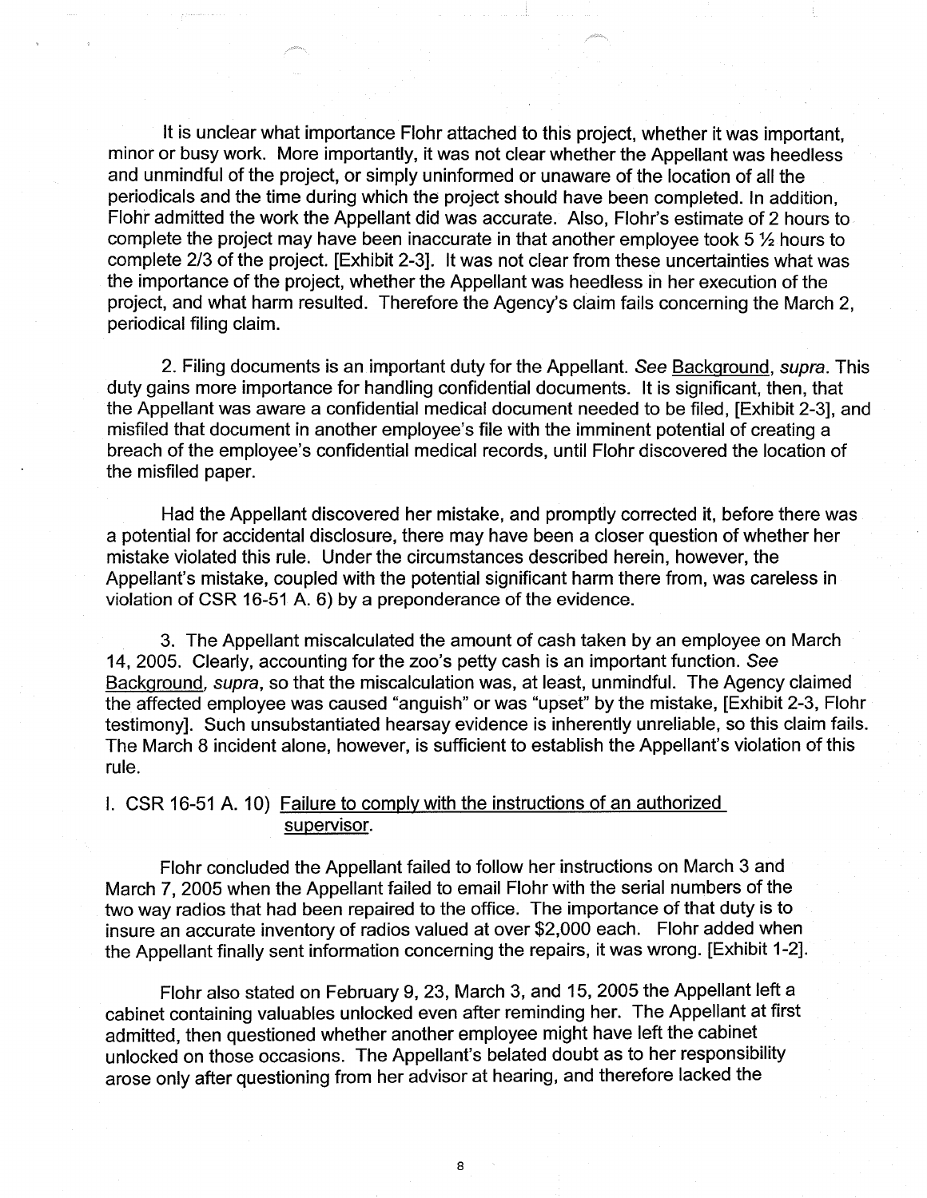It is unclear what importance Flohr attached to this project, whether it was important, minor or busy work. More importantly, it was not clear whether the Appellant was heedless and unmindful of the project, or simply uninformed or unaware of the location of all the periodicals and the time during which the project should have been completed. In addition, Flohr admitted the work the Appellant did was accurate. Also, Flohr's estimate of 2 hours to complete the project may have been inaccurate in that another employee took 5 ½ hours to complete 2/3 of the project. [Exhibit 2-3]. It was not clear from these uncertainties what was the importance of the project, whether the Appellant was heedless in her execution of the project, and what harm resulted. Therefore the Agency's claim fails concerning the March 2, periodical filing claim.

2. Filing documents is an important duty for the Appellant. *See* Background, *supra*. This duty gains more importance for handling confidential documents. It is significant, then, that the Appellant was aware a confidential medical document needed to be filed, [Exhibit 2-3], and misfiled that document in another employee's file with the imminent potential of creating a breach of the employee's confidential medical records, until Flohr discovered the location of the misfiled paper.

Had the Appellant discovered her mistake, and promptly corrected it, before there was a potential for accidental disclosure, there may have been a closer question of whether her mistake violated this rule. Under the circumstances described herein, however, the Appellant's mistake, coupled with the potential significant harm there from, was careless in violation of CSR 16-51 A. 6) by a preponderance of the evidence.

3. The Appellant miscalculated the amount of cash taken by an employee on March 14, 2005. Clearly, accounting for the zoo's petty cash is an important function. *See* Background, *supra*, so that the miscalculation was, at least, unmindful. The Agency claimed the affected employee was caused "anguish" or was "upset" by the mistake, [Exhibit 2-3, Flohr testimony]. Such unsubstantiated hearsay evidence is inherently unreliable, so this claim fails. The March 8 incident alone, however, is sufficient to establish the Appellant's violation of this rule.

I. CSR 16-51 A. 10) Failure to comply with the instructions of an authorized supervisor.

Flohr concluded the Appellant failed to follow her instructions on March 3 and March 7, 2005 when the Appellant failed to email Flohr with the serial numbers of the two way radios that had been repaired to the office. The importance of that duty is to insure an accurate inventory of radios valued at over $2,000 each. Flohr added when the Appellant finally sent information concerning the repairs, it was wrong. [Exhibit 1-2].

Flohr also stated on February 9, 23, March 3, and 15, 2005 the Appellant left a cabinet containing valuables unlocked even after reminding her. The Appellant at first admitted, then questioned whether another employee might have left the cabinet unlocked on those occasions. The Appellant's belated doubt as to her responsibility arose only after questioning from her advisor at hearing, and therefore lacked the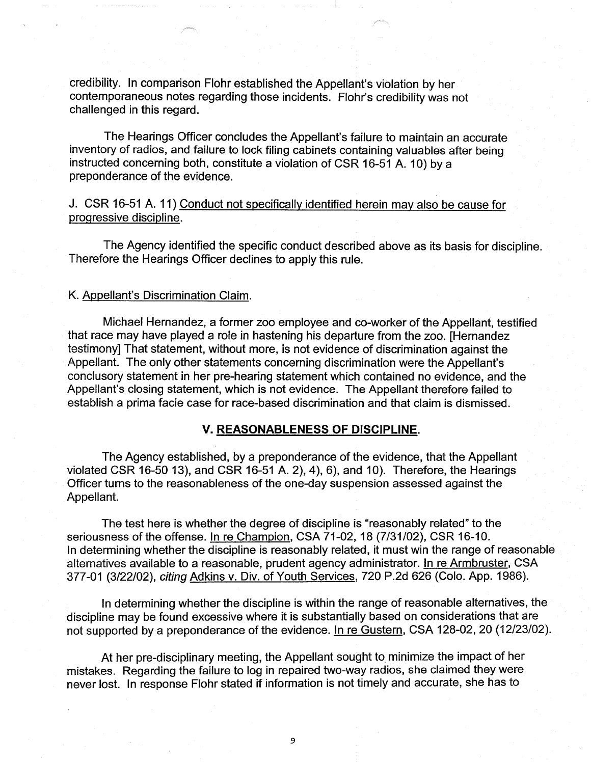credibility. In comparison Flohr established the Appellant's violation by her contemporaneous notes regarding those incidents. Flohr's credibility was not challenged in this regard.

The Hearings Officer concludes the Appellant's failure to maintain an accurate inventory of radios, and failure to lock filing cabinets containing valuables after being instructed concerning both, constitute a violation of CSR 16-51 A. 10) by a preponderance of the evidence.

J. CSR 16-51 A. 11) <u>Conduct not specifically identified herein may also be cause for progressive discipline</u>.

The Agency identified the specific conduct described above as its basis for discipline. Therefore the Hearings Officer declines to apply this rule.

K. <u>Appellant's Discrimination Claim</u>.

Michael Hernandez, a former zoo employee and co-worker of the Appellant, testified that race may have played a role in hastening his departure from the zoo. [Hernandez testimony] That statement, without more, is not evidence of discrimination against the Appellant. The only other statements concerning discrimination were the Appellant's conclusory statement in her pre-hearing statement which contained no evidence, and the Appellant's closing statement, which is not evidence. The Appellant therefore failed to establish a prima facie case for race-based discrimination and that claim is dismissed.

## V. REASONABLENESS OF DISCIPLINE.

The Agency established, by a preponderance of the evidence, that the Appellant violated CSR 16-50 13), and CSR 16-51 A. 2), 4), 6), and 10). Therefore, the Hearings Officer turns to the reasonableness of the one-day suspension assessed against the Appellant.

The test here is whether the degree of discipline is "reasonably related" to the seriousness of the offense. <u>In re Champion</u>, CSA 71-02, 18 (7/31/02), CSR 16-10. In determining whether the discipline is reasonably related, it must win the range of reasonable alternatives available to a reasonable, prudent agency administrator. <u>In re Armbruster</u>, CSA 377-01 (3/22/02), *citing* <u>Adkins v. Div. of Youth Services</u>, 720 P.2d 626 (Colo. App. 1986).

In determining whether the discipline is within the range of reasonable alternatives, the discipline may be found excessive where it is substantially based on considerations that are not supported by a preponderance of the evidence. <u>In re Gustern</u>, CSA 128-02, 20 (12/23/02).

At her pre-disciplinary meeting, the Appellant sought to minimize the impact of her mistakes. Regarding the failure to log in repaired two-way radios, she claimed they were never lost. In response Flohr stated if information is not timely and accurate, she has to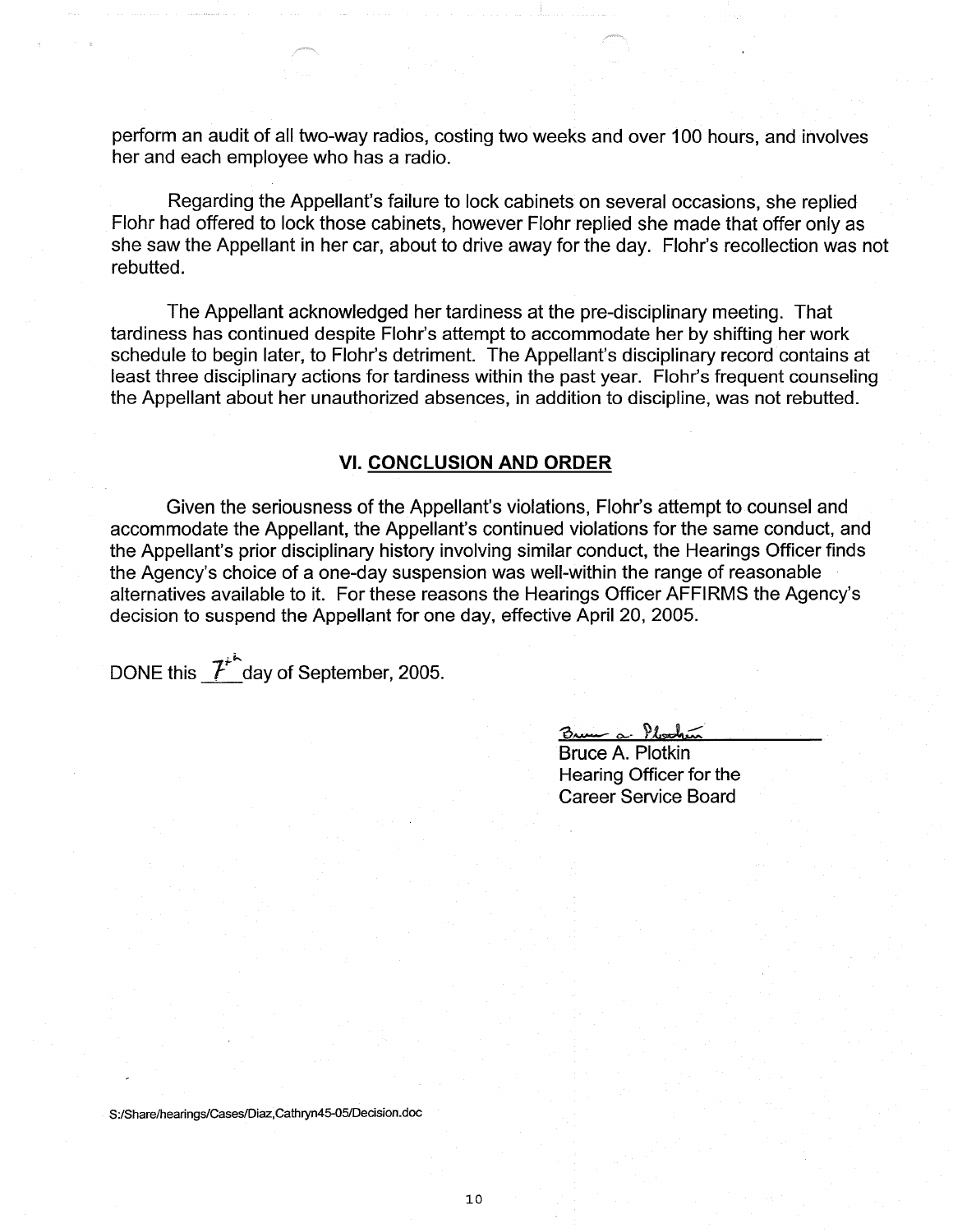perform an audit of all two-way radios, costing two weeks and over 100 hours, and involves her and each employee who has a radio.

Regarding the Appellant's failure to lock cabinets on several occasions, she replied Flohr had offered to lock those cabinets, however Flohr replied she made that offer only as she saw the Appellant in her car, about to drive away for the day. Flohr's recollection was not rebutted.

The Appellant acknowledged her tardiness at the pre-disciplinary meeting. That tardiness has continued despite Flohr's attempt to accommodate her by shifting her work schedule to begin later, to Flohr's detriment. The Appellant's disciplinary record contains at least three disciplinary actions for tardiness within the past year. Flohr's frequent counseling the Appellant about her unauthorized absences, in addition to discipline, was not rebutted.

## VI. CONCLUSION AND ORDER

Given the seriousness of the Appellant's violations, Flohr's attempt to counsel and accommodate the Appellant, the Appellant's continued violations for the same conduct, and the Appellant's prior disciplinary history involving similar conduct, the Hearings Officer finds the Agency's choice of a one-day suspension was well-within the range of reasonable alternatives available to it. For these reasons the Hearings Officer AFFIRMS the Agency's decision to suspend the Appellant for one day, effective April 20, 2005.

DONE this 7th day of September, 2005.

Bruce A. Plotkin
Hearing Officer for the
Career Service Board

S:/Share/hearings/Cases/Diaz,Cathryn45-05/Decision.doc